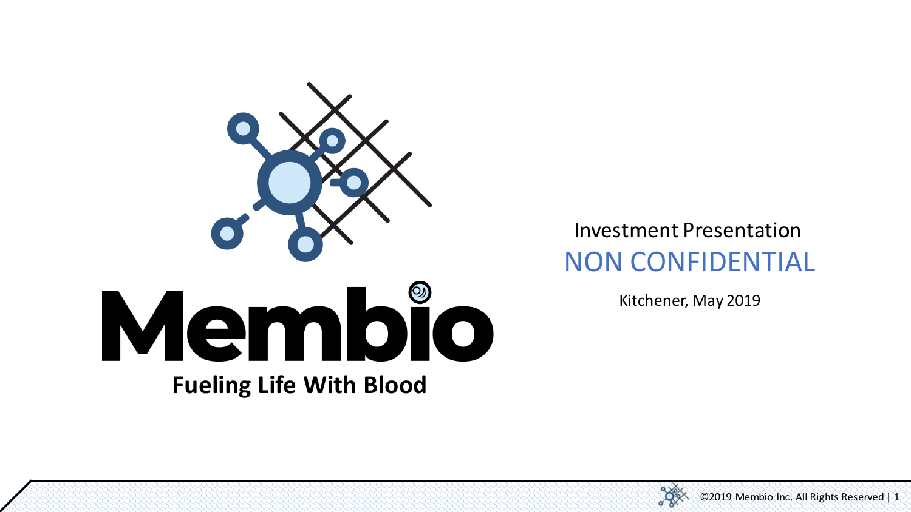# Membio

**Fueling Life With Blood**

Investment Presentation

NON CONFIDENTIAL

Kitchener, May 2019

©2019 Membio Inc. All Rights Reserved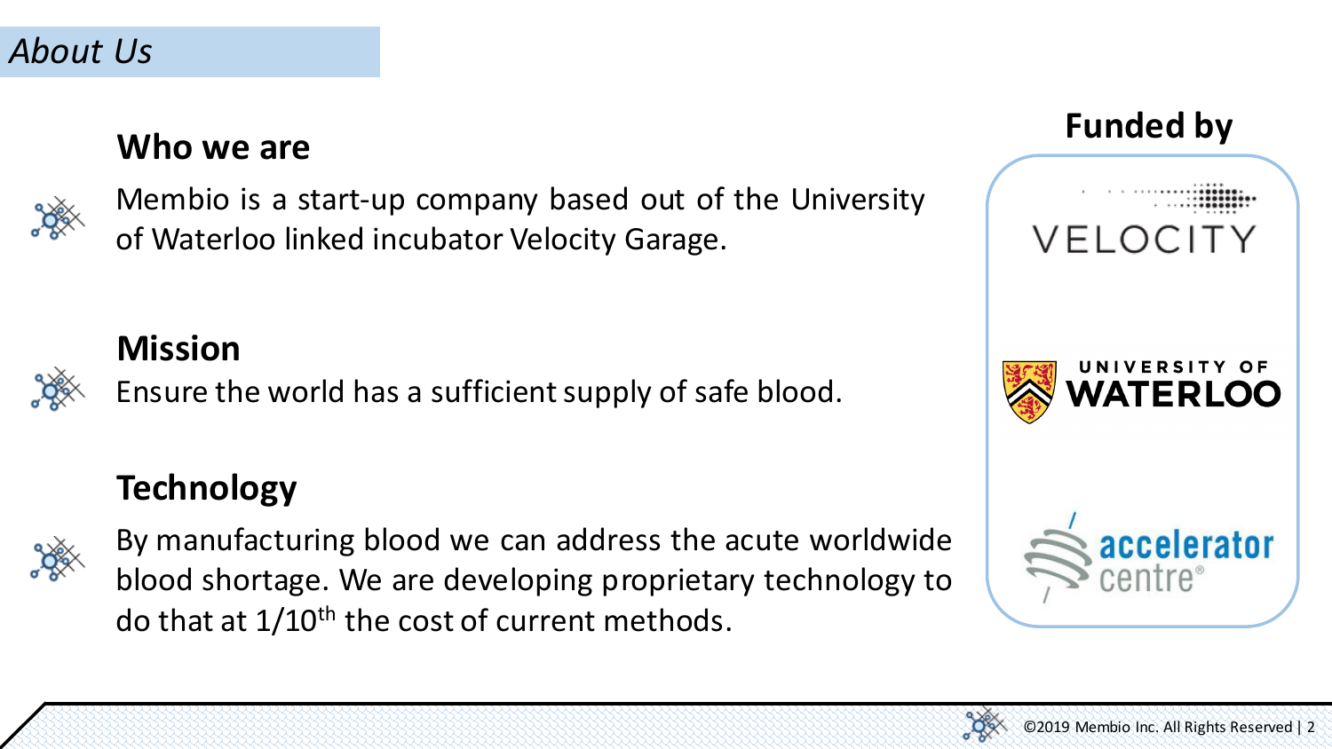## About Us

### Who we are

Membio is a start-up company based out of the University of Waterloo linked incubator Velocity Garage.

### Mission

Ensure the world has a sufficient supply of safe blood.

### Technology

By manufacturing blood we can address the acute worldwide blood shortage. We are developing proprietary technology to do that at 1/10$^{th}$ the cost of current methods.

### Funded by

VELOCITY

UNIVERSITY OF WATERLOO

accelerator centre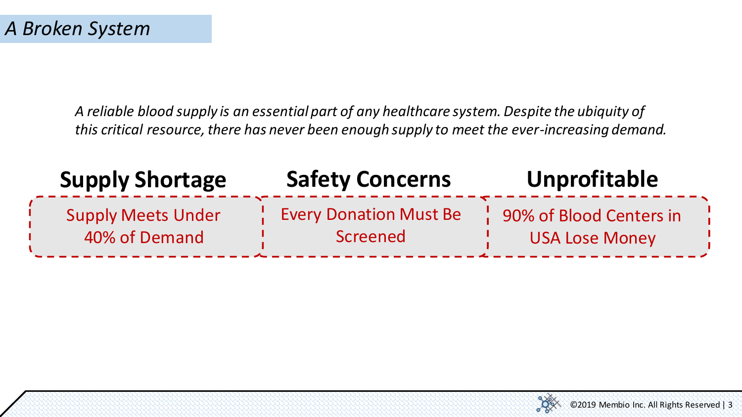# *A Broken System*

*A reliable blood supply is an essential part of any healthcare system. Despite the ubiquity of this critical resource, there has never been enough supply to meet the ever-increasing demand.*

## Supply Shortage

Supply Meets Under 40% of Demand

## Safety Concerns

Every Donation Must Be Screened

## Unprofitable

90% of Blood Centers in USA Lose Money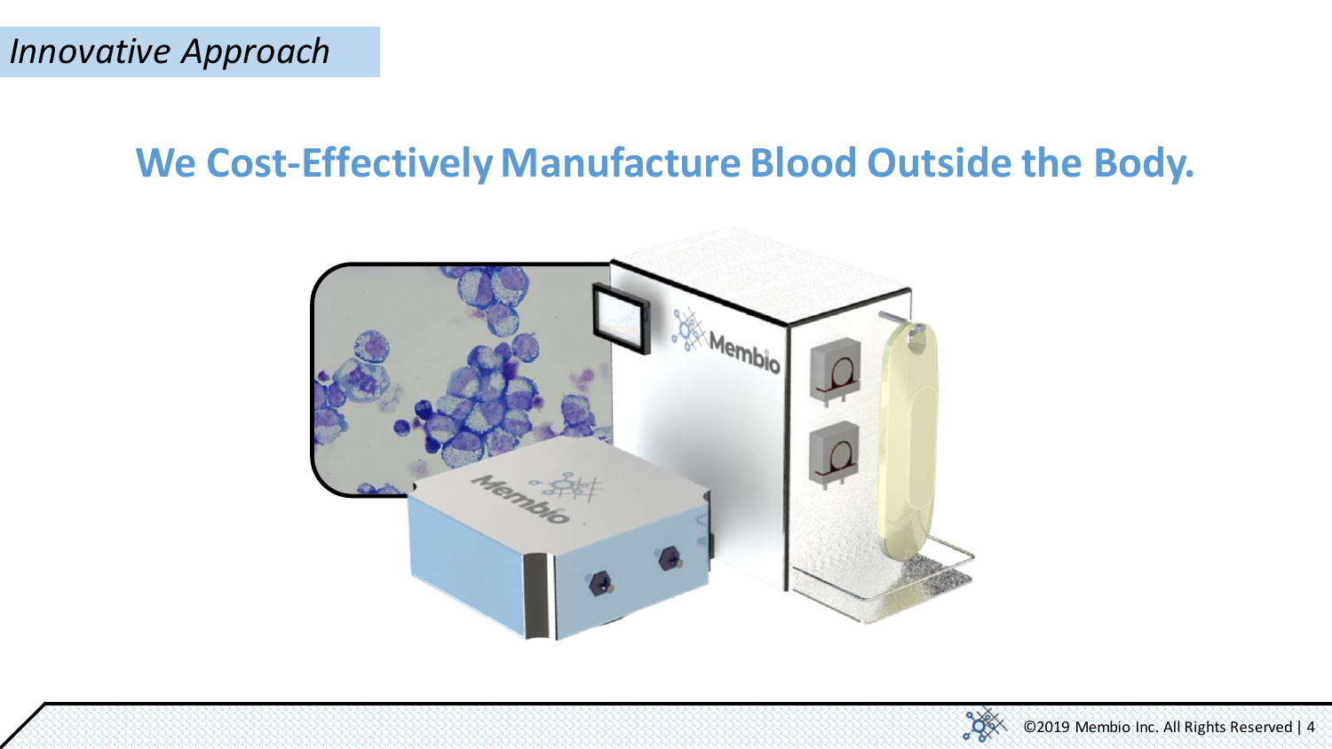*Innovative Approach*

## We Cost-Effectively Manufacture Blood Outside the Body.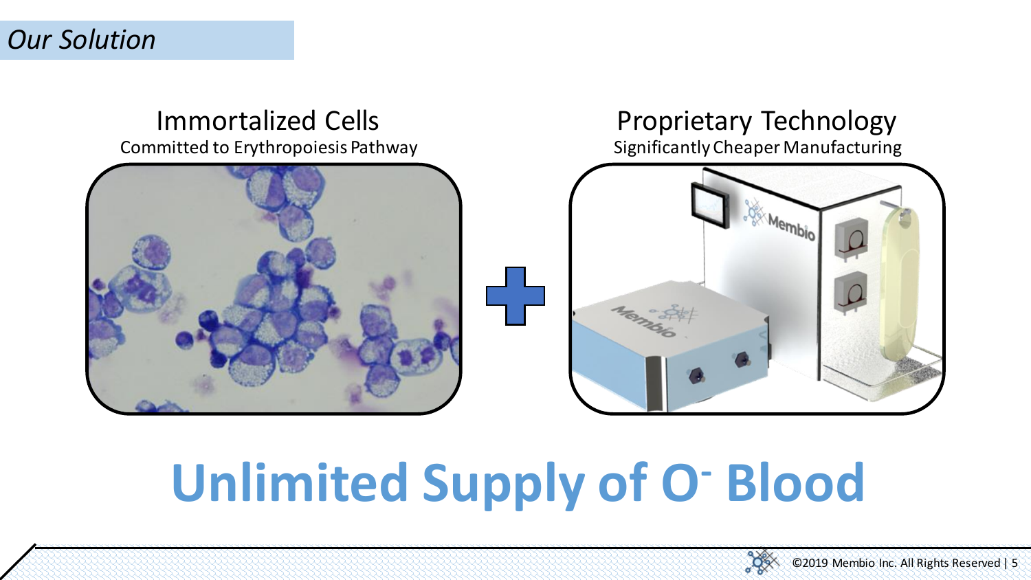*Our Solution*

### Immortalized Cells
Committed to Erythropoiesis Pathway

### Proprietary Technology
Significantly Cheaper Manufacturing

# Unlimited Supply of $O^-$ Blood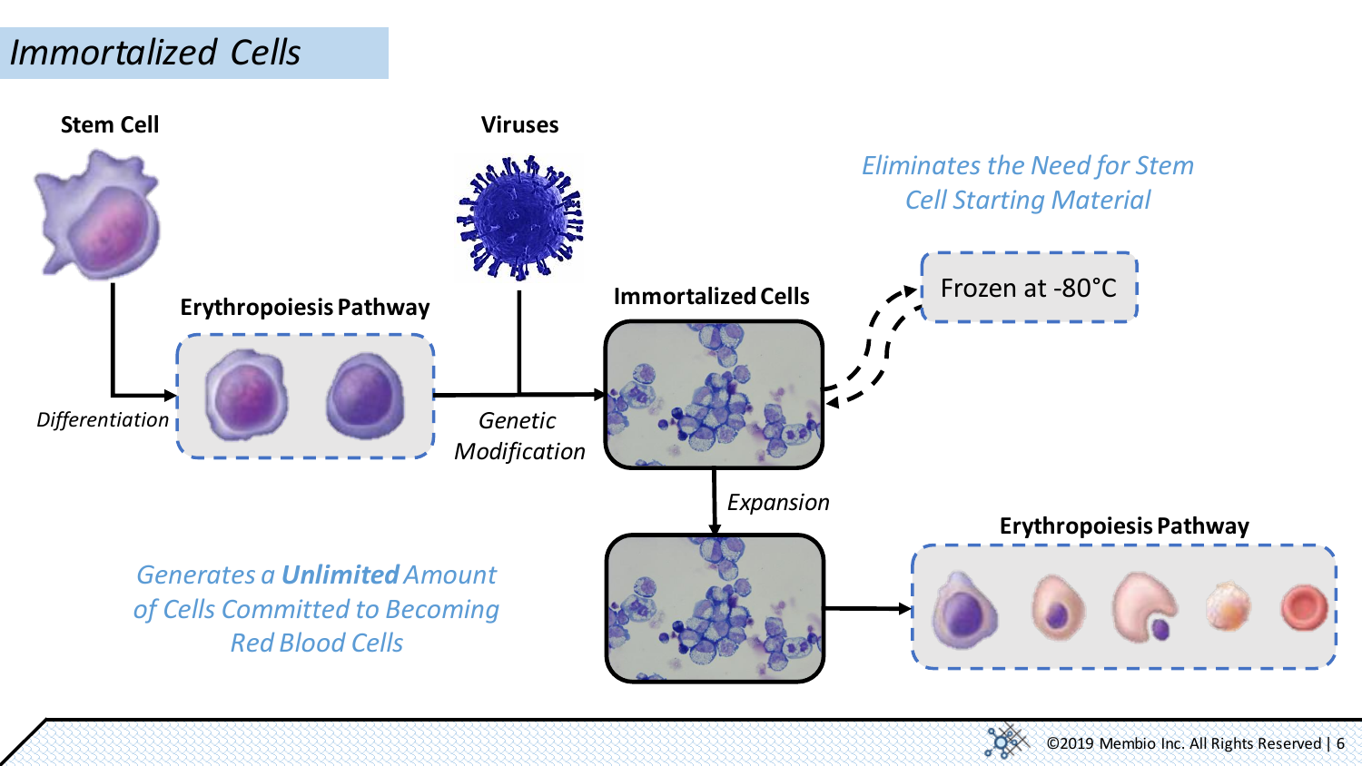# Immortalized Cells

**Stem Cell**

*Differentiation*

**Erythropoiesis Pathway**

**Viruses**

*Genetic Modification*

**Immortalized Cells**

*Eliminates the Need for Stem Cell Starting Material*

Frozen at -80°C

*Expansion*

*Generates a **Unlimited** Amount of Cells Committed to Becoming Red Blood Cells*

**Erythropoiesis Pathway**

©2019 Membio Inc. All Rights Reserved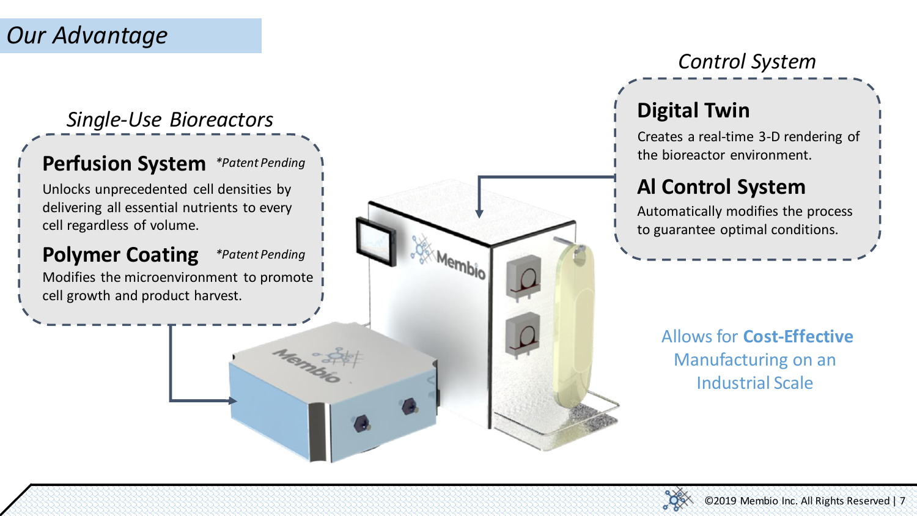# Our Advantage

## Single-Use Bioreactors

### Perfusion System *Patent Pending

Unlocks unprecedented cell densities by delivering all essential nutrients to every cell regardless of volume.

### Polymer Coating *Patent Pending

Modifies the microenvironment to promote cell growth and product harvest.

## Control System

### Digital Twin

Creates a real-time 3-D rendering of the bioreactor environment.

### AI Control System

Automatically modifies the process to guarantee optimal conditions.

Allows for **Cost-Effective** Manufacturing on an Industrial Scale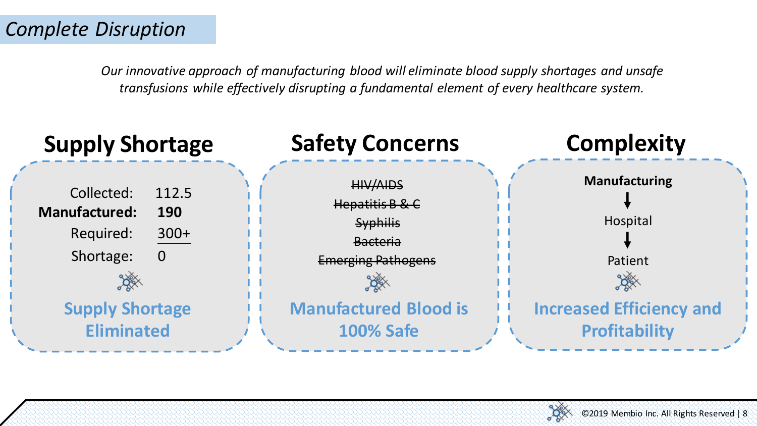# *Complete Disruption*

*Our innovative approach of manufacturing blood will eliminate blood supply shortages and unsafe transfusions while effectively disrupting a fundamental element of every healthcare system.*

## Supply Shortage

| | |
|---|---|
| Collected: | 112.5 |
| **Manufactured:** | **190** |
| Required: | 300+ |
| Shortage: | 0 |

**Supply Shortage Eliminated**

## Safety Concerns

~~HIV/AIDS~~

~~Hepatitis B & C~~

~~Syphilis~~

~~Bacteria~~

~~Emerging Pathogens~~

**Manufactured Blood is 100% Safe**

## Complexity

**Manufacturing**

↓

Hospital

↓

Patient

**Increased Efficiency and Profitability**

©2019 Membio Inc. All Rights Reserved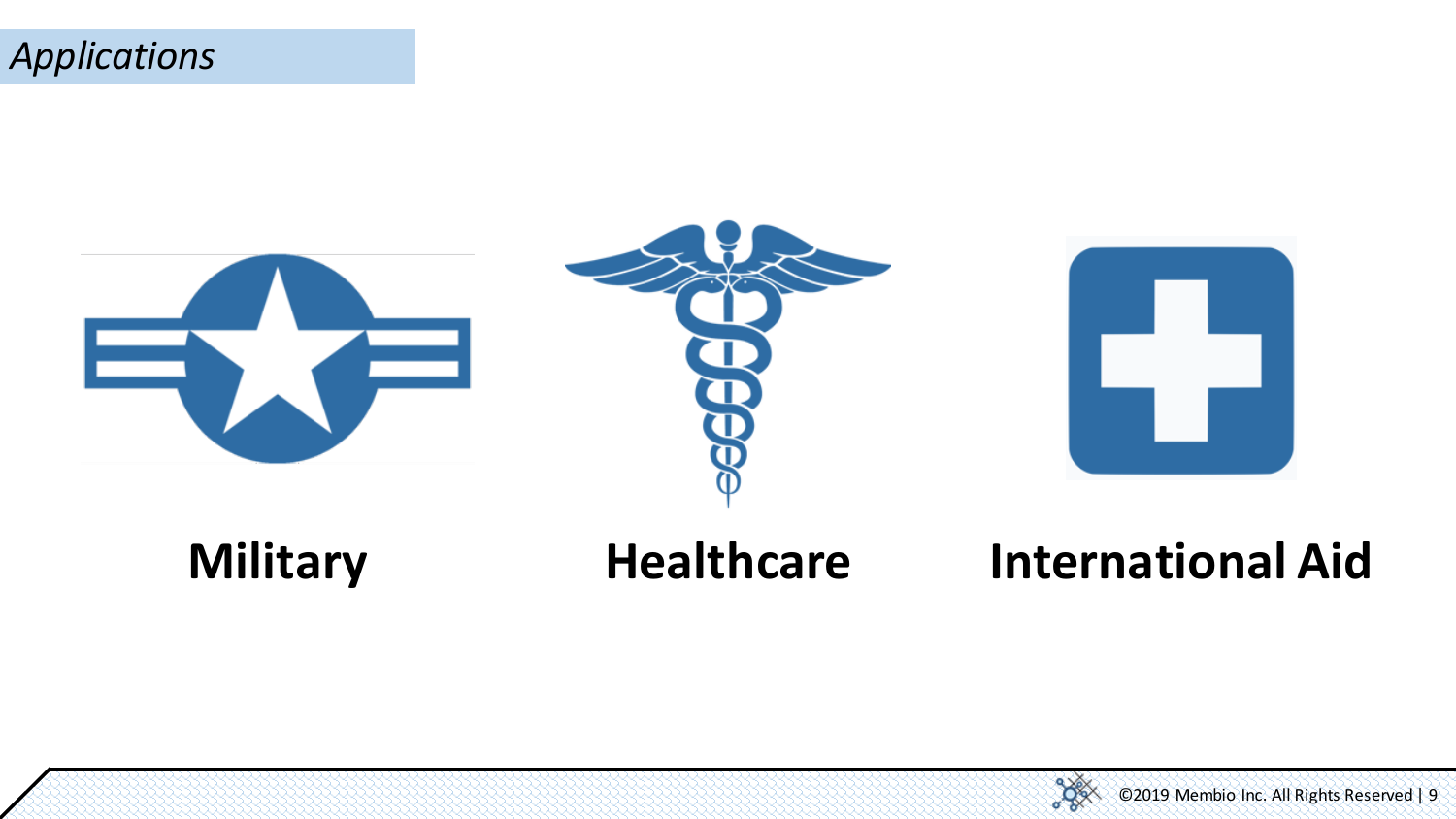*Applications*

**Military**

**Healthcare**

**International Aid**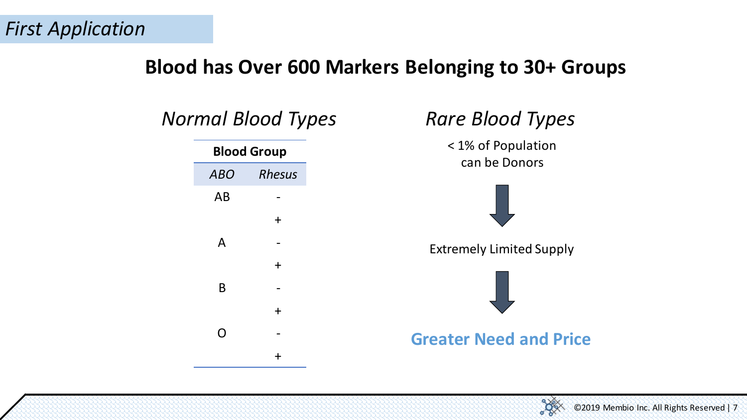*First Application*

## Blood has Over 600 Markers Belonging to 30+ Groups

### *Normal Blood Types*

| Blood Group | |
|---|---|
| *ABO* | *Rhesus* |
| AB | - |
| | + |
| A | - |
| | + |
| B | - |
| | + |
| O | - |
| | + |

### *Rare Blood Types*

< 1% of Population can be Donors

↓

Extremely Limited Supply

↓

**Greater Need and Price**

©2019 Membio Inc. All Rights Reserved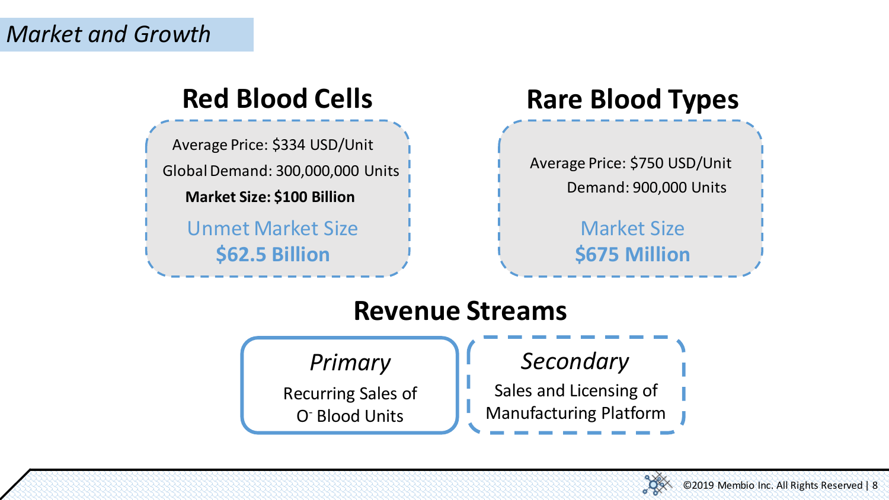## *Market and Growth*

### Red Blood Cells

Average Price: $334 USD/Unit

Global Demand: 300,000,000 Units

**Market Size: $100 Billion**

Unmet Market Size

**$62.5 Billion**

### Rare Blood Types

Average Price: $750 USD/Unit

Demand: 900,000 Units

Market Size

**$675 Million**

### Revenue Streams

*Primary*

Recurring Sales of $O^-$ Blood Units

*Secondary*

Sales and Licensing of Manufacturing Platform

©2019 Membio Inc. All Rights Reserved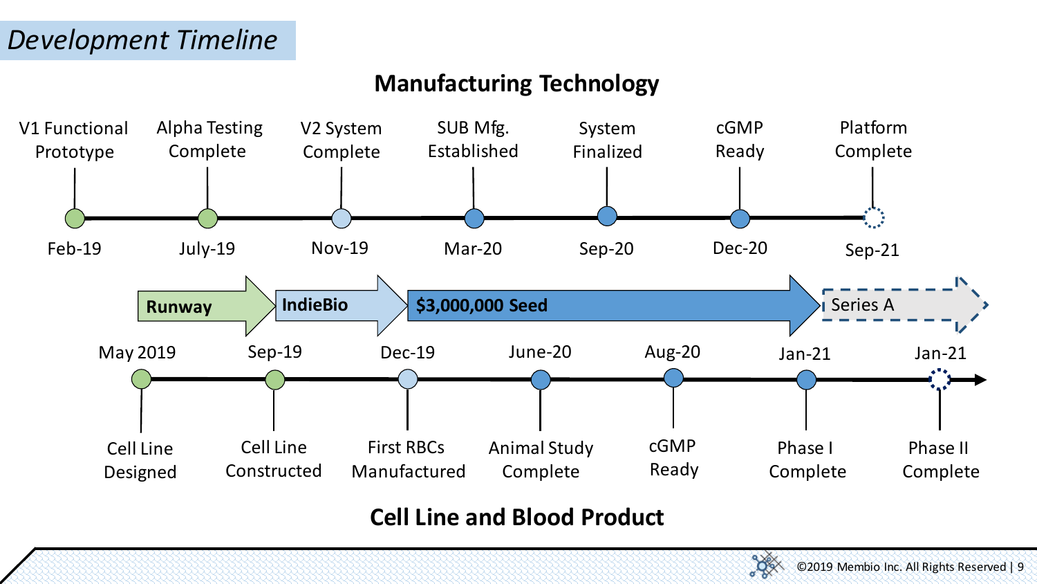# Development Timeline

## Manufacturing Technology

| Milestone | Date |
|---|---|
| V1 Functional Prototype | Feb-19 |
| Alpha Testing Complete | July-19 |
| V2 System Complete | Nov-19 |
| SUB Mfg. Established | Mar-20 |
| System Finalized | Sep-20 |
| cGMP Ready | Dec-20 |
| Platform Complete | Sep-21 |

**Runway** → **IndieBio** → **$3,000,000 Seed** → Series A

| Date | Milestone |
|---|---|
| May 2019 | Cell Line Designed |
| Sep-19 | Cell Line Constructed |
| Dec-19 | First RBCs Manufactured |
| June-20 | Animal Study Complete |
| Aug-20 | cGMP Ready |
| Jan-21 | Phase I Complete |
| Jan-21 | Phase II Complete |

## Cell Line and Blood Product

©2019 Membio Inc. All Rights Reserved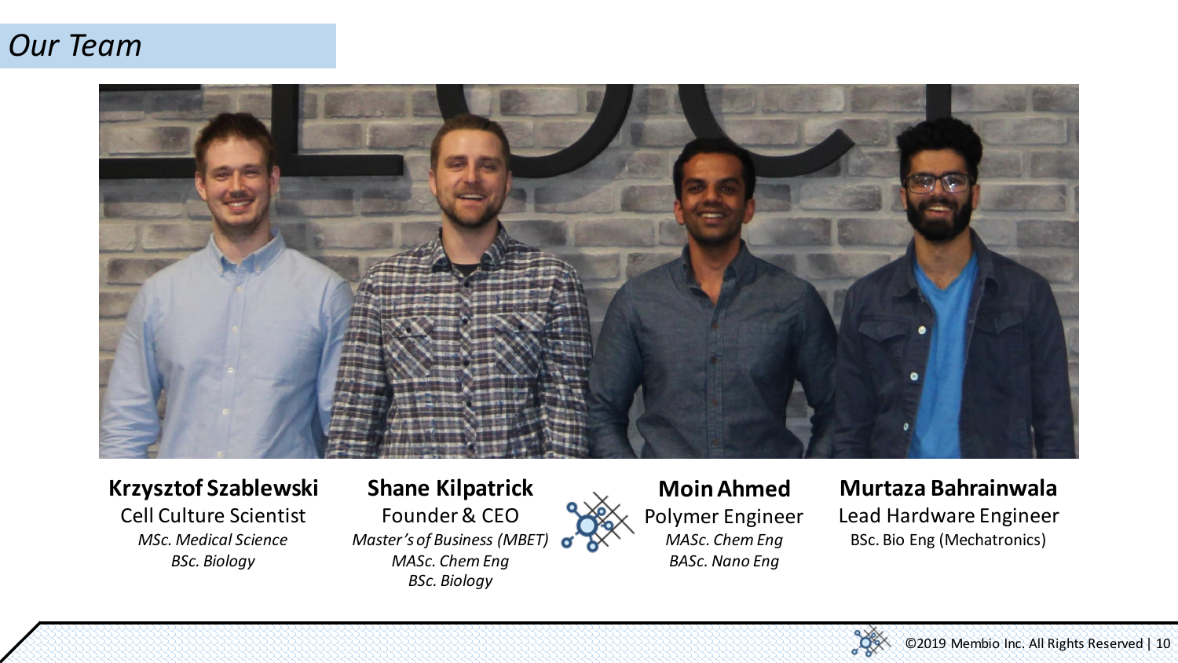## Our Team

**Krzysztof Szablewski**
Cell Culture Scientist
*MSc. Medical Science*
*BSc. Biology*

**Shane Kilpatrick**
Founder & CEO
*Master's of Business (MBET)*
*MASc. Chem Eng*
*BSc. Biology*

**Moin Ahmed**
Polymer Engineer
*MASc. Chem Eng*
*BASc. Nano Eng*

**Murtaza Bahrainwala**
Lead Hardware Engineer
BSc. Bio Eng (Mechatronics)

©2019 Membio Inc. All Rights Reserved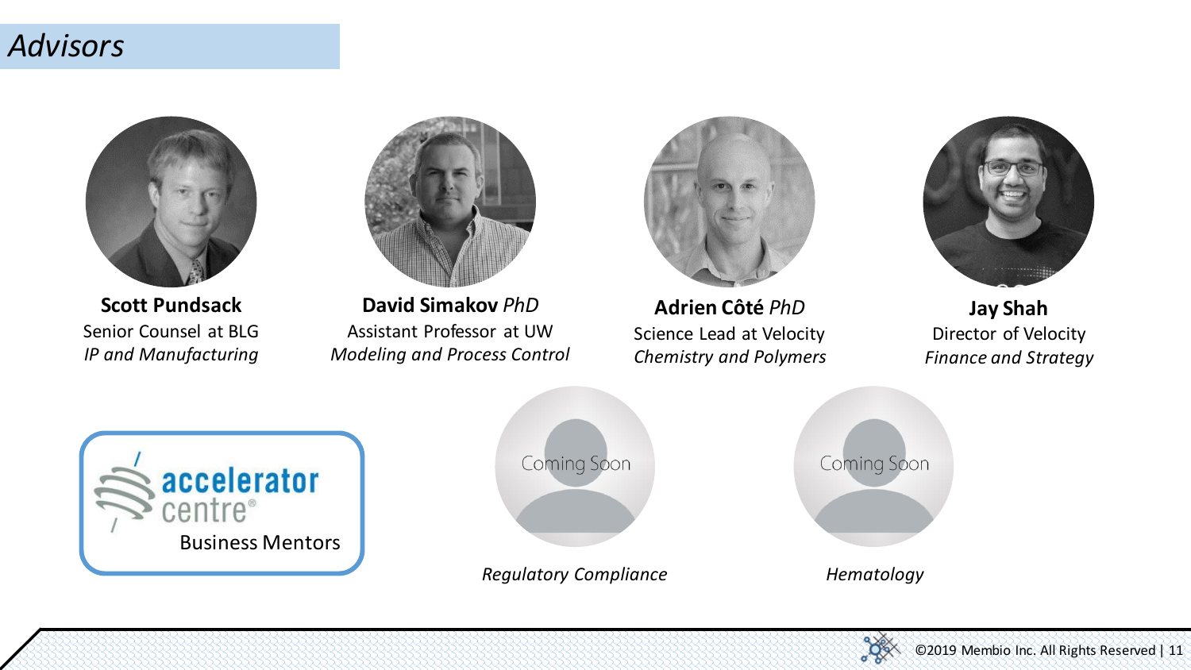# Advisors

**Scott Pundsack**
Senior Counsel at BLG
*IP and Manufacturing*

**David Simakov** *PhD*
Assistant Professor at UW
*Modeling and Process Control*

**Adrien Côté** *PhD*
Science Lead at Velocity
*Chemistry and Polymers*

**Jay Shah**
Director of Velocity
*Finance and Strategy*

accelerator centre®
Business Mentors

Coming Soon
*Regulatory Compliance*

Coming Soon
*Hematology*

©2019 Membio Inc. All Rights Reserved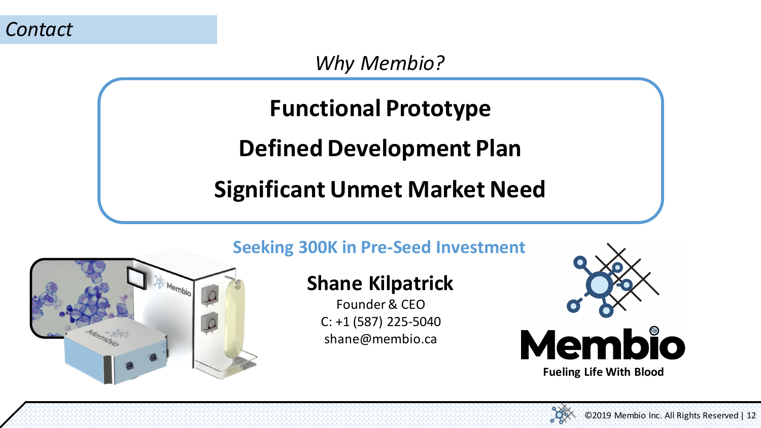## Contact

*Why Membio?*

**Functional Prototype**

**Defined Development Plan**

**Significant Unmet Market Need**

**Seeking 300K in Pre-Seed Investment**

**Shane Kilpatrick**

Founder & CEO

C: +1 (587) 225-5040

shane@membio.ca

**Membio**

**Fueling Life With Blood**

©2019 Membio Inc. All Rights Reserved